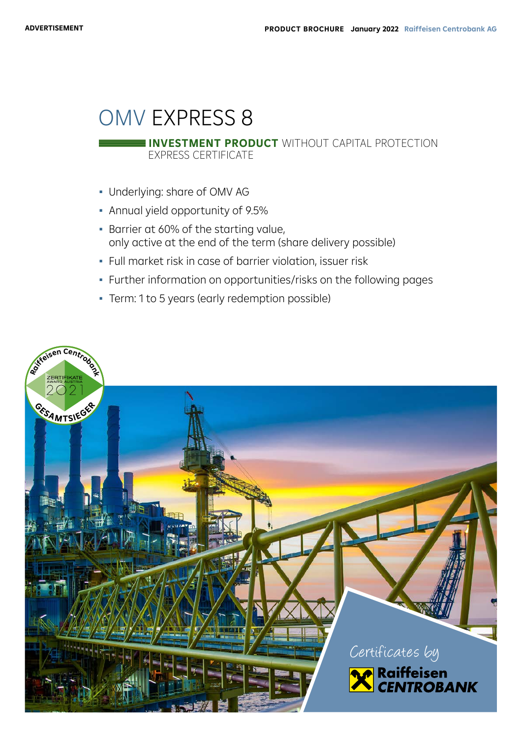ADVERTISEMENT

# OMV EXPRESS 8

**INVESTMENT PRODUCT** WITHOUT CAPITAL PROTECTION
EXPRESS CERTIFICATE

- Underlying: share of OMV AG
- Annual yield opportunity of 9.5%
- Barrier at 60% of the starting value, only active at the end of the term (share delivery possible)
- Full market risk in case of barrier violation, issuer risk
- Further information on opportunities/risks on the following pages
- Term: 1 to 5 years (early redemption possible)

Raiffeisen Centrobank ZERTIFIKATE AWARD AUSTRIA 2021 GESAMTSIEGER

Certificates by Raiffeisen CENTROBANK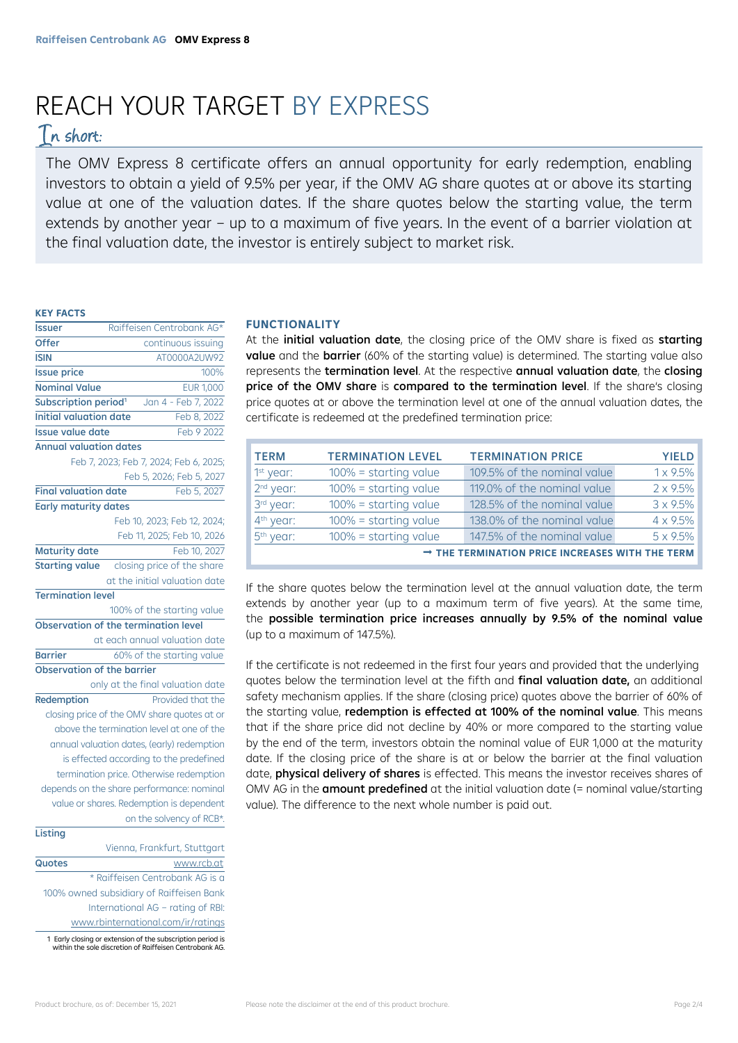# REACH YOUR TARGET BY EXPRESS

## In short:

The OMV Express 8 certificate offers an annual opportunity for early redemption, enabling investors to obtain a yield of 9.5% per year, if the OMV AG share quotes at or above its starting value at one of the valuation dates. If the share quotes below the starting value, the term extends by another year – up to a maximum of five years. In the event of a barrier violation at the final valuation date, the investor is entirely subject to market risk.

### KEY FACTS

| | |
|---|---|
| **Issuer** | Raiffeisen Centrobank AG* |
| **Offer** | continuous issuing |
| **ISIN** | AT0000A2UW92 |
| **Issue price** | 100% |
| **Nominal Value** | EUR 1,000 |
| **Subscription period**[1] | Jan 4 - Feb 7, 2022 |
| **Initial valuation date** | Feb 8, 2022 |
| **Issue value date** | Feb 9 2022 |
| **Annual valuation dates** | Feb 7, 2023; Feb 7, 2024; Feb 6, 2025; Feb 5, 2026; Feb 5, 2027 |
| **Final valuation date** | Feb 5, 2027 |
| **Early maturity dates** | Feb 10, 2023; Feb 12, 2024; Feb 11, 2025; Feb 10, 2026 |
| **Maturity date** | Feb 10, 2027 |
| **Starting value** | closing price of the share at the initial valuation date |
| **Termination level** | 100% of the starting value |
| **Observation of the termination level** | at each annual valuation date |
| **Barrier** | 60% of the starting value |
| **Observation of the barrier** | only at the final valuation date |
| **Redemption** | Provided that the closing price of the OMV share quotes at or above the termination level at one of the annual valuation dates, (early) redemption is effected according to the predefined termination price. Otherwise redemption depends on the share performance: nominal value or shares. Redemption is dependent on the solvency of RCB*. |
| **Listing** | Vienna, Frankfurt, Stuttgart |
| **Quotes** | www.rcb.at |

\* Raiffeisen Centrobank AG is a 100% owned subsidiary of Raiffeisen Bank International AG – rating of RBI: www.rbinternational.com/ir/ratings

1 Early closing or extension of the subscription period is within the sole discretion of Raiffeisen Centrobank AG.

### FUNCTIONALITY

At the **initial valuation date**, the closing price of the OMV share is fixed as **starting value** and the **barrier** (60% of the starting value) is determined. The starting value also represents the **termination level**. At the respective **annual valuation date**, the **closing price of the OMV share** is **compared to the termination level**. If the share's closing price quotes at or above the termination level at one of the annual valuation dates, the certificate is redeemed at the predefined termination price:

| TERM | TERMINATION LEVEL | TERMINATION PRICE | YIELD |
|---|---|---|---|
| 1st year: | 100% = starting value | 109.5% of the nominal value | 1 x 9.5% |
| 2nd year: | 100% = starting value | 119.0% of the nominal value | 2 x 9.5% |
| 3rd year: | 100% = starting value | 128.5% of the nominal value | 3 x 9.5% |
| 4th year: | 100% = starting value | 138.0% of the nominal value | 4 x 9.5% |
| 5th year: | 100% = starting value | 147.5% of the nominal value | 5 x 9.5% |

→ **THE TERMINATION PRICE INCREASES WITH THE TERM**

If the share quotes below the termination level at the annual valuation date, the term extends by another year (up to a maximum term of five years). At the same time, the **possible termination price increases annually by 9.5% of the nominal value** (up to a maximum of 147.5%).

If the certificate is not redeemed in the first four years and provided that the underlying quotes below the termination level at the fifth and **final valuation date,** an additional safety mechanism applies. If the share (closing price) quotes above the barrier of 60% of the starting value, **redemption is effected at 100% of the nominal value**. This means that if the share price did not decline by 40% or more compared to the starting value by the end of the term, investors obtain the nominal value of EUR 1,000 at the maturity date. If the closing price of the share is at or below the barrier at the final valuation date, **physical delivery of shares** is effected. This means the investor receives shares of OMV AG in the **amount predefined** at the initial valuation date (= nominal value/starting value). The difference to the next whole number is paid out.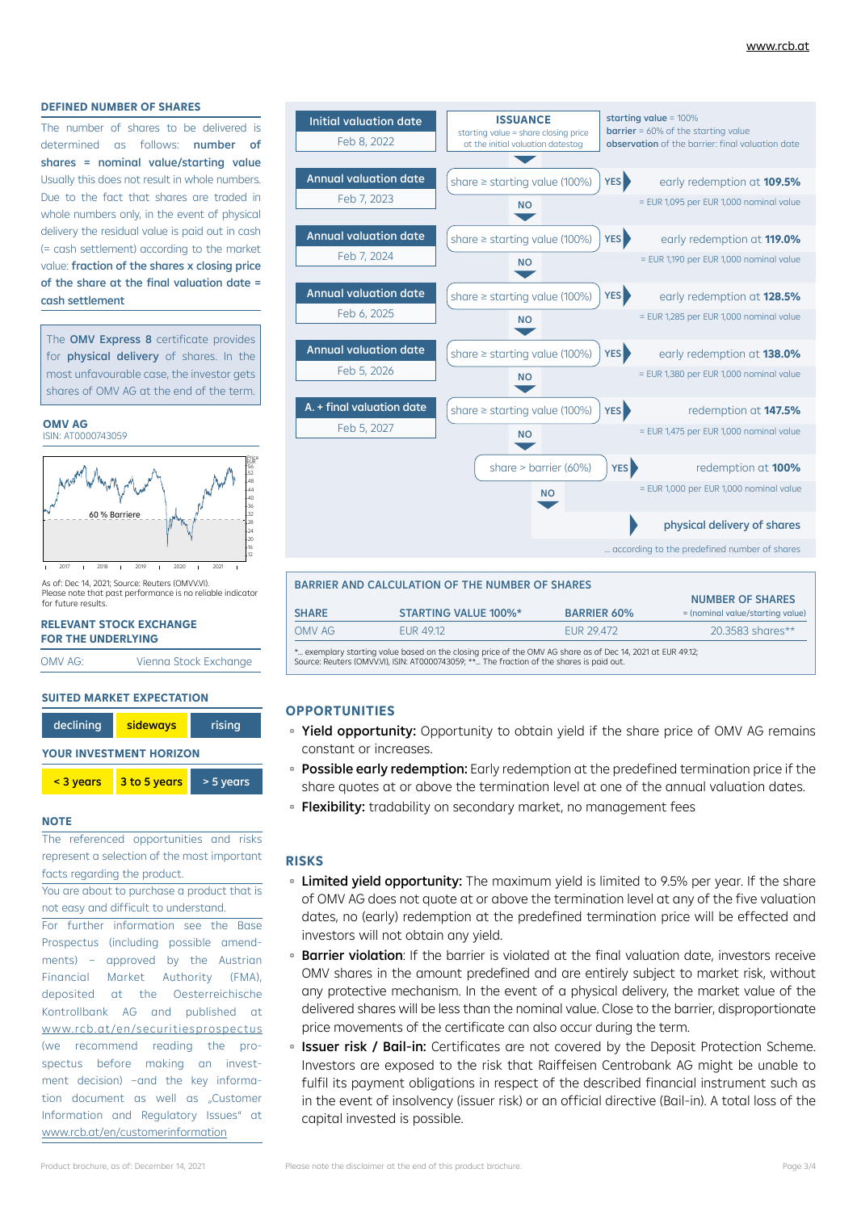## DEFINED NUMBER OF SHARES

The number of shares to be delivered is determined as follows: **number of shares = nominal value/starting value** Usually this does not result in whole numbers. Due to the fact that shares are traded in whole numbers only, in the event of physical delivery the residual value is paid out in cash (= cash settlement) according to the market value: **fraction of the shares x closing price of the share at the final valuation date = cash settlement**

The **OMV Express 8** certificate provides for **physical delivery** of shares. In the most unfavourable case, the investor gets shares of OMV AG at the end of the term.

**OMV AG**
ISIN: AT0000743059

As of: Dec 14, 2021; Source: Reuters (OMVV.VI).
Please note that past performance is no reliable indicator for future results.

## RELEVANT STOCK EXCHANGE FOR THE UNDERLYING

| OMV AG: | Vienna Stock Exchange |
|---|---|

## SUITED MARKET EXPECTATION

| declining | **sideways** | rising |
|---|---|---|

## YOUR INVESTMENT HORIZON

| **< 3 years** | **3 to 5 years** | > 5 years |
|---|---|---|

## NOTE

The referenced opportunities and risks represent a selection of the most important facts regarding the product.

You are about to purchase a product that is not easy and difficult to understand.

For further information see the Base Prospectus (including possible amendments) – approved by the Austrian Financial Market Authority (FMA), deposited at the Oesterreichische Kontrollbank AG and published at www.rcb.at/en/securitiesprospectus (we recommend reading the prospectus before making an investment decision) –and the key information document as well as „Customer Information and Regulatory Issues" at www.rcb.at/en/customerinformation

**ISSUANCE**
starting value = share closing price at the initial valuation datestag

**starting value** = 100%
**barrier** = 60% of the starting value
**observation** of the barrier: final valuation date

| Valuation date | Condition | If YES |
|---|---|---|
| Initial valuation date: Feb 8, 2022 | ISSUANCE | |
| Annual valuation date: Feb 7, 2023 | share ≥ starting value (100%) | early redemption at **109.5%** = EUR 1,095 per EUR 1,000 nominal value |
| Annual valuation date: Feb 7, 2024 | share ≥ starting value (100%) | early redemption at **119.0%** = EUR 1,190 per EUR 1,000 nominal value |
| Annual valuation date: Feb 6, 2025 | share ≥ starting value (100%) | early redemption at **128.5%** = EUR 1,285 per EUR 1,000 nominal value |
| Annual valuation date: Feb 5, 2026 | share ≥ starting value (100%) | early redemption at **138.0%** = EUR 1,380 per EUR 1,000 nominal value |
| A. + final valuation date: Feb 5, 2027 | share ≥ starting value (100%) | redemption at **147.5%** = EUR 1,475 per EUR 1,000 nominal value |
| | NO: share > barrier (60%) | redemption at **100%** = EUR 1,000 per EUR 1,000 nominal value |
| | NO | **physical delivery of shares** ... according to the predefined number of shares |

## BARRIER AND CALCULATION OF THE NUMBER OF SHARES

| SHARE | STARTING VALUE 100%* | BARRIER 60% | NUMBER OF SHARES = (nominal value/starting value) |
|---|---|---|---|
| OMV AG | EUR 49.12 | EUR 29.472 | 20.3583 shares** |

*... exemplary starting value based on the closing price of the OMV AG share as of Dec 14, 2021 at EUR 49.12;
Source: Reuters (OMVV.VI), ISIN: AT0000743059; **... The fraction of the shares is paid out.

## OPPORTUNITIES

- **Yield opportunity:** Opportunity to obtain yield if the share price of OMV AG remains constant or increases.
- **Possible early redemption:** Early redemption at the predefined termination price if the share quotes at or above the termination level at one of the annual valuation dates.
- **Flexibility:** tradability on secondary market, no management fees

## RISKS

- **Limited yield opportunity:** The maximum yield is limited to 9.5% per year. If the share of OMV AG does not quote at or above the termination level at any of the five valuation dates, no (early) redemption at the predefined termination price will be effected and investors will not obtain any yield.
- **Barrier violation**: If the barrier is violated at the final valuation date, investors receive OMV shares in the amount predefined and are entirely subject to market risk, without any protective mechanism. In the event of a physical delivery, the market value of the delivered shares will be less than the nominal value. Close to the barrier, disproportionate price movements of the certificate can also occur during the term.
- **Issuer risk / Bail-in:** Certificates are not covered by the Deposit Protection Scheme. Investors are exposed to the risk that Raiffeisen Centrobank AG might be unable to fulfil its payment obligations in respect of the described financial instrument such as in the event of insolvency (issuer risk) or an official directive (Bail-in). A total loss of the capital invested is possible.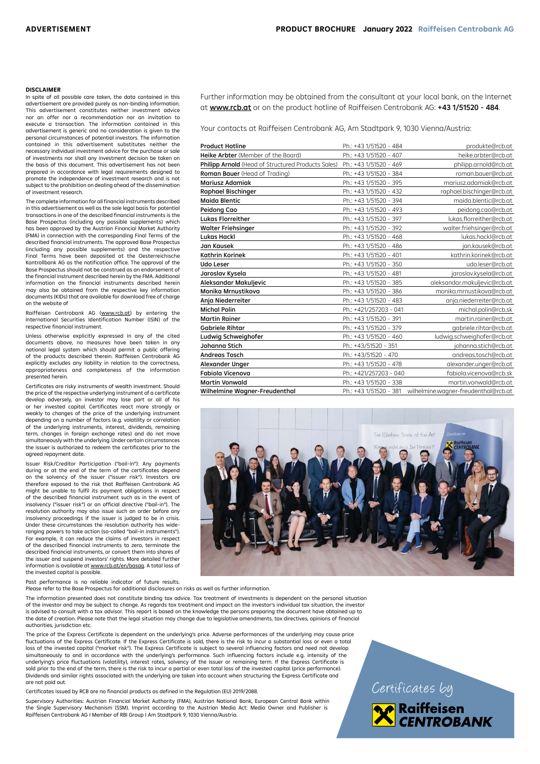**ADVERTISEMENT**

**PRODUCT BROCHURE January 2022 Raiffeisen Centrobank AG**

### DISCLAIMER

In spite of all possible care taken, the data contained in this advertisement are provided purely as non-binding information. This advertisement constitutes neither investment advice nor an offer nor a recommendation nor an invitation to execute a transaction. The information contained in this advertisement is generic and no consideration is given to the personal circumstances of potential investors. The information contained in this advertisement substitutes neither the necessary individual investment advice for the purchase or sale of investments nor shall any investment decision be taken on the basis of this document. This advertisement has not been prepared in accordance with legal requirements designed to promote the independence of investment research and is not subject to the prohibition on dealing ahead of the dissemination of investment research.

The complete information for all financial instruments described in this advertisement as well as the sole legal basis for potential transactions in one of the described financial instruments is the Base Prospectus (including any possible supplements) which has been approved by the Austrian Financial Market Authority (FMA) in connection with the corresponding Final Terms of the described financial instruments. The approved Base Prospectus (including any possible supplements) and the respective Final Terms have been deposited at the Oesterreichische Kontrollbank AG as the notification office. The approval of the Base Prospectus should not be construed as an endorsement of the financial instrument described herein by the FMA. Additional information on the financial instruments described herein may also be obtained from the respective key information documents (KIDs) that are available for download free of charge on the website of

Raiffeisen Centrobank AG (www.rcb.at) by entering the International Securities Identification Number (ISIN) of the respective financial instrument.

Unless otherwise explicitly expressed in any of the cited documents above, no measures have been taken in any national legal system which should permit a public offering of the products described therein. Raiffeisen Centrobank AG explicitly excludes any liability in relation to the correctness, appropriateness and completeness of the information presented herein.

Certificates are risky instruments of wealth investment. Should the price of the respective underlying instrument of a certificate develop adversely, an investor may lose part or all of his or her invested capital. Certificates react more strongly or weakly to changes of the price of the underlying instrument depending on a number of factors (e.g. volatility or correlation of the underlying instruments, interest, dividends, remaining term, changes in foreign exchange rates) and do not move simultaneously with the underlying. Under certain circumstances the issuer is authorized to redeem the certificates prior to the agreed repayment date.

Issuer Risk/Creditor Participation ("bail-in"): Any payments during or at the end of the term of the certificates depend on the solvency of the issuer ("issuer risk"). Investors are therefore exposed to the risk that Raiffeisen Centrobank AG might be unable to fulfil its payment obligations in respect of the described financial instrument such as in the event of insolvency ("issuer risk") or an official directive ("bail-in"). The resolution authority may also issue such an order before any insolvency proceedings if the issuer is judged to be in crisis. Under these circumstances the resolution authority has wide-ranging powers to take action (so-called "bail-in instruments"). For example, it can reduce the claims of investors in respect of the described financial instruments to zero, terminate the described financial instruments, or convert them into shares of the issuer and suspend investors' rights. More detailed further information is available at www.rcb.at/en/basag. A total loss of the invested capital is possible.

Further information may be obtained from the consultant at your local bank, on the Internet at **www.rcb.at** or on the product hotline of Raiffeisen Centrobank AG: **+43 1/51520 - 484**.

Your contacts at Raiffeisen Centrobank AG, Am Stadtpark 9, 1030 Vienna/Austria:

| | | |
|---|---|---|
| **Product Hotline** | Ph.: +43 1/51520 - 484 | produkte@rcb.at |
| **Heike Arbter** (Member of the Board) | Ph.: +43 1/51520 - 407 | heike.arbter@rcb.at |
| **Philipp Arnold** (Head of Structured Products Sales) | Ph.: +43 1/51520 - 469 | philipp.arnold@rcb.at |
| **Roman Bauer** (Head of Trading) | Ph.: +43 1/51520 - 384 | roman.bauer@rcb.at |
| **Mariusz Adamiak** | Ph.: +43 1/51520 - 395 | mariusz.adamiak@rcb.at |
| **Raphael Bischinger** | Ph.: +43 1/51520 - 432 | raphael.bischinger@rcb.at |
| **Maida Blentic** | Ph.: +43 1/51520 - 394 | maida.blentic@rcb.at |
| **Peidong Cao** | Ph.: +43 1/51520 - 493 | peidong.cao@rcb.at |
| **Lukas Florreither** | Ph.: +43 1/51520 - 397 | lukas.florreither@rcb.at |
| **Walter Friehsinger** | Ph.: +43 1/51520 - 392 | walter.friehsinger@rcb.at |
| **Lukas Hackl** | Ph.: +43 1/51520 - 468 | lukas.hackl@rcb.at |
| **Jan Kausek** | Ph.: +43 1/51520 - 486 | jan.kausek@rcb.at |
| **Kathrin Korinek** | Ph.: +43 1/51520 - 401 | kathrin.korinek@rcb.at |
| **Udo Leser** | Ph.: +43 1/51520 - 350 | udo.leser@rcb.at |
| **Jaroslav Kysela** | Ph.: +43 1/51520 - 481 | jaroslav.kysela@rcb.at |
| **Aleksandar Makuljevic** | Ph.: +43 1/51520 - 385 | aleksandar.makuljevic@rcb.at |
| **Monika Mrnustikova** | Ph.: +43 1/51520 - 386 | monika.mrnustikova@rcb.at |
| **Anja Niederreiter** | Ph.: +43 1/51520 - 483 | anja.niederreiter@rcb.at |
| **Michal Polin** | Ph.: +421/257203 - 041 | michal.polin@rcb.sk |
| **Martin Rainer** | Ph.: +43 1/51520 - 391 | martin.rainer@rcb.at |
| **Gabriele Rihtar** | Ph.: +43 1/51520 - 379 | gabriele.rihtar@rcb.at |
| **Ludwig Schweighofer** | Ph.: +43 1/51520 - 460 | ludwig.schweighofer@rcb.at |
| **Johanna Stich** | Ph.: +43/51520 - 351 | johanna.stich@rcb.at |
| **Andreas Tosch** | Ph.: +43/51520 - 470 | andreas.tosch@rcb.at |
| **Alexander Unger** | Ph.: +43 1/51520 - 478 | alexander.unger@rcb.at |
| **Fabiola Vicenova** | Ph.: +421/257203 - 040 | fabiola.vicenova@rcb.sk |
| **Martin Vonwald** | Ph.: +43 1/51520 - 338 | martin.vonwald@rcb.at |
| **Wilhelmine Wagner-Freudenthal** | Ph.: +43 1/51520 - 381 | wilhelmine.wagner-freudenthal@rcb.at |

Past performance is no reliable indicator of future results.
Please refer to the Base Prospectus for additional disclosures on risks as well as further information.

The information presented does not constitute binding tax advice. Tax treatment of investments is dependent on the personal situation of the investor and may be subject to change. As regards tax treatment and impact on the investor's individual tax situation, the investor is advised to consult with a tax advisor. This report is based on the knowledge the persons preparing the document have obtained up to the date of creation. Please note that the legal situation may change due to legislative amendments, tax directives, opinions of financial authorities, jurisdiction etc.

The price of the Express Certificate is dependent on the underlying's price. Adverse performances of the underlying may cause price fluctuations of the Express Certificate. If the Express Certificate is sold, there is the risk to incur a substantial loss or even a total loss of the invested capital ("market risk"). The Express Certificate is subject to several influencing factors and need not develop simultaneously to and in accordance with the underlying's performance. Such influencing factors include e.g. intensity of the underlying's price fluctuations (volatility), interest rates, solvency of the issuer or remaining term. If the Express Certificate is sold prior to the end of the term, there is the risk to incur a partial or even total loss of the invested capital (price performance). Dividends and similar rights associated with the underlying are taken into account when structuring the Express Certificate and are not paid out.

Certificates issued by RCB are no financial products as defined in the Regulation (EU) 2019/2088.

Supervisory Authorities: Austrian Financial Market Authority (FMA), Austrian National Bank, European Central Bank within the Single Supervisory Mechanism (SSM). Imprint according to the Austrian Media Act: Media Owner and Publisher is Raiffeisen Centrobank AG I Member of RBI Group I Am Stadtpark 9, 1030 Vienna/Austria.

Certificates by Raiffeisen CENTROBANK